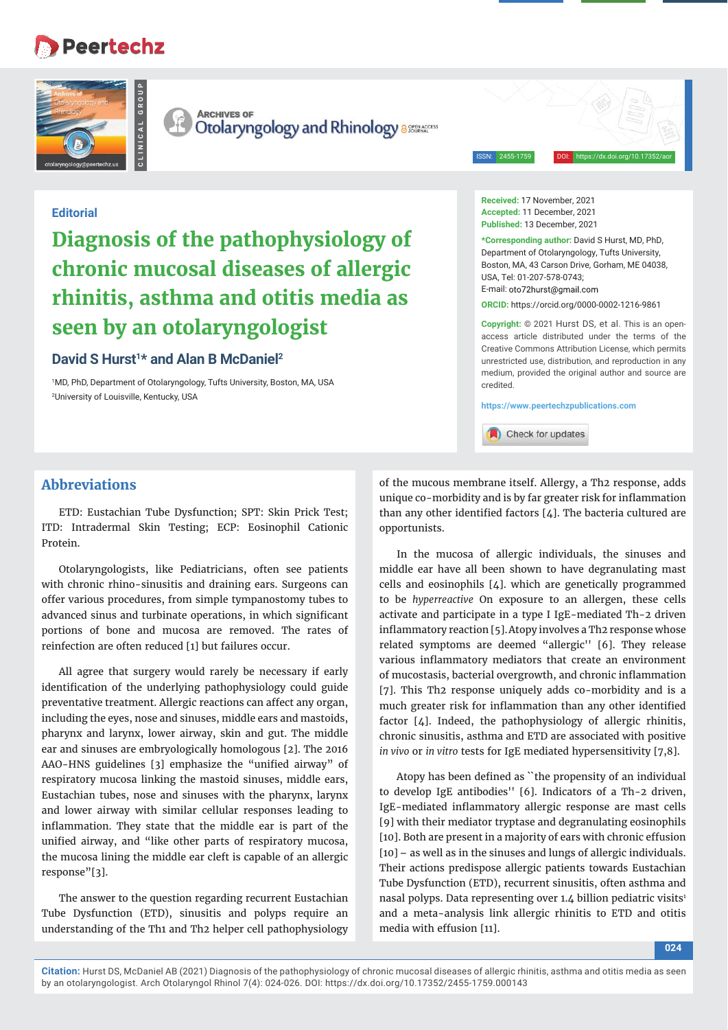Editorial

# Diagnosis of the pathophysiology of chronic mucosal diseases of allergic rhinitis, asthma and otitis media as seen by an otolaryngologist

**David S Hurst[1]* and Alan B McDaniel[2]**

[1]MD, PhD, Department of Otolaryngology, Tufts University, Boston, MA, USA
[2]University of Louisville, Kentucky, USA

**Received:** 17 November, 2021
**Accepted:** 11 December, 2021
**Published:** 13 December, 2021

***Corresponding author:** David S Hurst, MD, PhD, Department of Otolaryngology, Tufts University, Boston, MA, 43 Carson Drive, Gorham, ME 04038, USA, Tel: 01-207-578-0743;
E-mail: oto72hurst@gmail.com

**ORCID:** https://orcid.org/0000-0002-1216-9861

**Copyright:** © 2021 Hurst DS, et al. This is an open-access article distributed under the terms of the Creative Commons Attribution License, which permits unrestricted use, distribution, and reproduction in any medium, provided the original author and source are credited.

https://www.peertechzpublications.com

## Abbreviations

ETD: Eustachian Tube Dysfunction; SPT: Skin Prick Test; ITD: Intradermal Skin Testing; ECP: Eosinophil Cationic Protein.

Otolaryngologists, like Pediatricians, often see patients with chronic rhino-sinusitis and draining ears. Surgeons can offer various procedures, from simple tympanostomy tubes to advanced sinus and turbinate operations, in which significant portions of bone and mucosa are removed. The rates of reinfection are often reduced [1] but failures occur.

All agree that surgery would rarely be necessary if early identification of the underlying pathophysiology could guide preventative treatment. Allergic reactions can affect any organ, including the eyes, nose and sinuses, middle ears and mastoids, pharynx and larynx, lower airway, skin and gut. The middle ear and sinuses are embryologically homologous [2]. The 2016 AAO-HNS guidelines [3] emphasize the "unified airway" of respiratory mucosa linking the mastoid sinuses, middle ears, Eustachian tubes, nose and sinuses with the pharynx, larynx and lower airway with similar cellular responses leading to inflammation. They state that the middle ear is part of the unified airway, and "like other parts of respiratory mucosa, the mucosa lining the middle ear cleft is capable of an allergic response"[3].

The answer to the question regarding recurrent Eustachian Tube Dysfunction (ETD), sinusitis and polyps require an understanding of the Th1 and Th2 helper cell pathophysiology of the mucous membrane itself. Allergy, a Th2 response, adds unique co-morbidity and is by far greater risk for inflammation than any other identified factors [4]. The bacteria cultured are opportunists.

In the mucosa of allergic individuals, the sinuses and middle ear have all been shown to have degranulating mast cells and eosinophils [4]. which are genetically programmed to be *hyperreactive* On exposure to an allergen, these cells activate and participate in a type I IgE-mediated Th-2 driven inflammatory reaction [5]. Atopy involves a Th2 response whose related symptoms are deemed "allergic'' [6]. They release various inflammatory mediators that create an environment of mucostasis, bacterial overgrowth, and chronic inflammation [7]. This Th2 response uniquely adds co-morbidity and is a much greater risk for inflammation than any other identified factor [4]. Indeed, the pathophysiology of allergic rhinitis, chronic sinusitis, asthma and ETD are associated with positive *in vivo* or *in vitro* tests for IgE mediated hypersensitivity [7,8].

Atopy has been defined as ``the propensity of an individual to develop IgE antibodies'' [6]. Indicators of a Th-2 driven, IgE-mediated inflammatory allergic response are mast cells [9] with their mediator tryptase and degranulating eosinophils [10]. Both are present in a majority of ears with chronic effusion [10] – as well as in the sinuses and lungs of allergic individuals. Their actions predispose allergic patients towards Eustachian Tube Dysfunction (ETD), recurrent sinusitis, often asthma and nasal polyps. Data representing over 1.4 billion pediatric visits[1] and a meta-analysis link allergic rhinitis to ETD and otitis media with effusion [11].

**Citation:** Hurst DS, McDaniel AB (2021) Diagnosis of the pathophysiology of chronic mucosal diseases of allergic rhinitis, asthma and otitis media as seen by an otolaryngologist. Arch Otolaryngol Rhinol 7(4): 024-026. DOI: https://dx.doi.org/10.17352/2455-1759.000143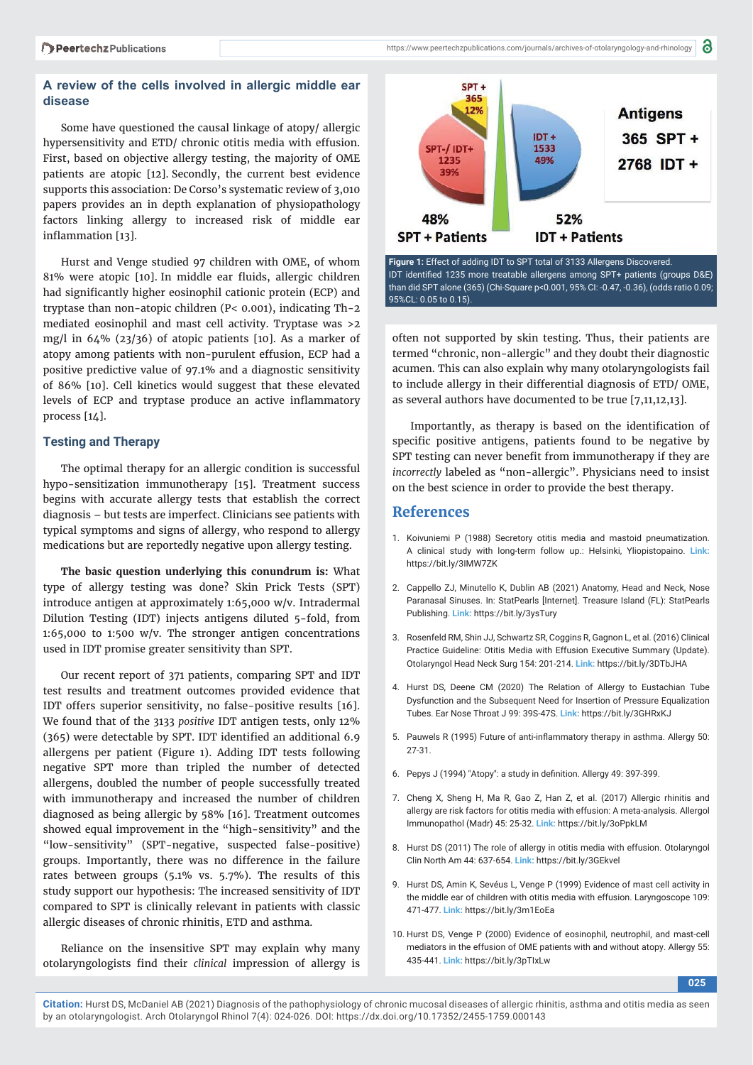## A review of the cells involved in allergic middle ear disease

Some have questioned the causal linkage of atopy/ allergic hypersensitivity and ETD/ chronic otitis media with effusion. First, based on objective allergy testing, the majority of OME patients are atopic [12]. Secondly, the current best evidence supports this association: De Corso's systematic review of 3,010 papers provides an in depth explanation of physiopathology factors linking allergy to increased risk of middle ear inflammation [13].

Hurst and Venge studied 97 children with OME, of whom 81% were atopic [10]. In middle ear fluids, allergic children had significantly higher eosinophil cationic protein (ECP) and tryptase than non-atopic children (P< 0.001), indicating Th-2 mediated eosinophil and mast cell activity. Tryptase was >2 mg/l in 64% (23/36) of atopic patients [10]. As a marker of atopy among patients with non-purulent effusion, ECP had a positive predictive value of 97.1% and a diagnostic sensitivity of 86% [10]. Cell kinetics would suggest that these elevated levels of ECP and tryptase produce an active inflammatory process [14].

## Testing and Therapy

The optimal therapy for an allergic condition is successful hypo-sensitization immunotherapy [15]. Treatment success begins with accurate allergy tests that establish the correct diagnosis – but tests are imperfect. Clinicians see patients with typical symptoms and signs of allergy, who respond to allergy medications but are reportedly negative upon allergy testing.

**The basic question underlying this conundrum is:** What type of allergy testing was done? Skin Prick Tests (SPT) introduce antigen at approximately 1:65,000 w/v. Intradermal Dilution Testing (IDT) injects antigens diluted 5-fold, from 1:65,000 to 1:500 w/v. The stronger antigen concentrations used in IDT promise greater sensitivity than SPT.

Our recent report of 371 patients, comparing SPT and IDT test results and treatment outcomes provided evidence that IDT offers superior sensitivity, no false-positive results [16]. We found that of the 3133 *positive* IDT antigen tests, only 12% (365) were detectable by SPT. IDT identified an additional 6.9 allergens per patient (Figure 1). Adding IDT tests following negative SPT more than tripled the number of detected allergens, doubled the number of people successfully treated with immunotherapy and increased the number of children diagnosed as being allergic by 58% [16]. Treatment outcomes showed equal improvement in the "high-sensitivity" and the "low-sensitivity" (SPT-negative, suspected false-positive) groups. Importantly, there was no difference in the failure rates between groups (5.1% vs. 5.7%). The results of this study support our hypothesis: The increased sensitivity of IDT compared to SPT is clinically relevant in patients with classic allergic diseases of chronic rhinitis, ETD and asthma.

Reliance on the insensitive SPT may explain why many otolaryngologists find their *clinical* impression of allergy is often not supported by skin testing. Thus, their patients are termed "chronic, non-allergic" and they doubt their diagnostic acumen. This can also explain why many otolaryngologists fail to include allergy in their differential diagnosis of ETD/ OME, as several authors have documented to be true [7,11,12,13].

Importantly, as therapy is based on the identification of specific positive antigens, patients found to be negative by SPT testing can never benefit from immunotherapy if they are *incorrectly* labeled as "non-allergic". Physicians need to insist on the best science in order to provide the best therapy.

**Figure 1:** Effect of adding IDT to SPT total of 3133 Allergens Discovered. IDT identified 1235 more treatable allergens among SPT+ patients (groups D&E) than did SPT alone (365) (Chi-Square p<0.001, 95% CI: -0.47, -0.36), (odds ratio 0.09; 95%CL: 0.05 to 0.15).

## References

1. Koivuniemi P (1988) Secretory otitis media and mastoid pneumatization. A clinical study with long-term follow up.: Helsinki, Yliopistopaino. Link: https://bit.ly/3IMW7ZK
2. Cappello ZJ, Minutello K, Dublin AB (2021) Anatomy, Head and Neck, Nose Paranasal Sinuses. In: StatPearls [Internet]. Treasure Island (FL): StatPearls Publishing. Link: https://bit.ly/3ysTury
3. Rosenfeld RM, Shin JJ, Schwartz SR, Coggins R, Gagnon L, et al. (2016) Clinical Practice Guideline: Otitis Media with Effusion Executive Summary (Update). Otolaryngol Head Neck Surg 154: 201-214. Link: https://bit.ly/3DTbJHA
4. Hurst DS, Deene CM (2020) The Relation of Allergy to Eustachian Tube Dysfunction and the Subsequent Need for Insertion of Pressure Equalization Tubes. Ear Nose Throat J 99: 39S-47S. Link: https://bit.ly/3GHRxKJ
5. Pauwels R (1995) Future of anti-inflammatory therapy in asthma. Allergy 50: 27-31.
6. Pepys J (1994) "Atopy": a study in definition. Allergy 49: 397-399.
7. Cheng X, Sheng H, Ma R, Gao Z, Han Z, et al. (2017) Allergic rhinitis and allergy are risk factors for otitis media with effusion: A meta-analysis. Allergol Immunopathol (Madr) 45: 25-32. Link: https://bit.ly/3oPpkLM
8. Hurst DS (2011) The role of allergy in otitis media with effusion. Otolaryngol Clin North Am 44: 637-654. Link: https://bit.ly/3GEkvel
9. Hurst DS, Amin K, Sevéus L, Venge P (1999) Evidence of mast cell activity in the middle ear of children with otitis media with effusion. Laryngoscope 109: 471-477. Link: https://bit.ly/3m1EoEa
10. Hurst DS, Venge P (2000) Evidence of eosinophil, neutrophil, and mast-cell mediators in the effusion of OME patients with and without atopy. Allergy 55: 435-441. Link: https://bit.ly/3pTIxLw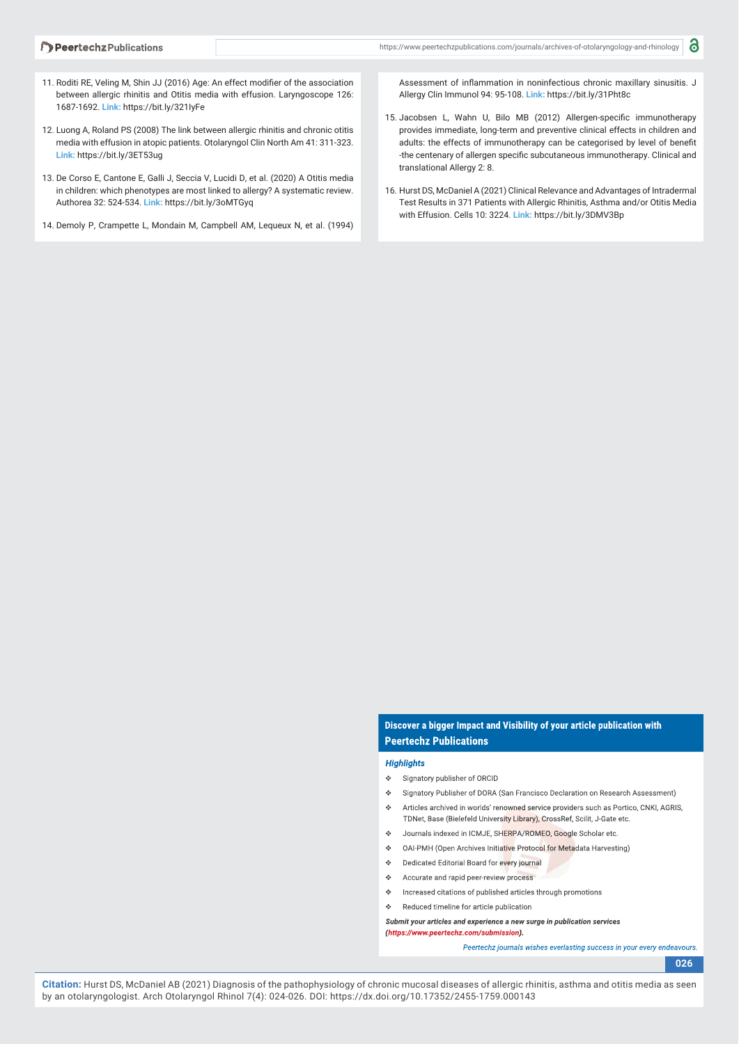11. Roditi RE, Veling M, Shin JJ (2016) Age: An effect modifier of the association between allergic rhinitis and Otitis media with effusion. Laryngoscope 126: 1687-1692. **Link:** https://bit.ly/321lyFe

12. Luong A, Roland PS (2008) The link between allergic rhinitis and chronic otitis media with effusion in atopic patients. Otolaryngol Clin North Am 41: 311-323. **Link:** https://bit.ly/3ET53ug

13. De Corso E, Cantone E, Galli J, Seccia V, Lucidi D, et al. (2020) A Otitis media in children: which phenotypes are most linked to allergy? A systematic review. Authorea 32: 524-534. **Link:** https://bit.ly/3oMTGyq

14. Demoly P, Crampette L, Mondain M, Campbell AM, Lequeux N, et al. (1994) Assessment of inflammation in noninfectious chronic maxillary sinusitis. J Allergy Clin Immunol 94: 95-108. **Link:** https://bit.ly/31Pht8c

15. Jacobsen L, Wahn U, Bilo MB (2012) Allergen-specific immunotherapy provides immediate, long-term and preventive clinical effects in children and adults: the effects of immunotherapy can be categorised by level of benefit -the centenary of allergen specific subcutaneous immunotherapy. Clinical and translational Allergy 2: 8.

16. Hurst DS, McDaniel A (2021) Clinical Relevance and Advantages of Intradermal Test Results in 371 Patients with Allergic Rhinitis, Asthma and/or Otitis Media with Effusion. Cells 10: 3224. **Link:** https://bit.ly/3DMV3Bp

**Discover a bigger Impact and Visibility of your article publication with Peertechz Publications**

***Highlights***

- Signatory publisher of ORCID
- Signatory Publisher of DORA (San Francisco Declaration on Research Assessment)
- Articles archived in worlds' renowned service providers such as Portico, CNKI, AGRIS, TDNet, Base (Bielefeld University Library), CrossRef, Scilit, J-Gate etc.
- Journals indexed in ICMJE, SHERPA/ROMEO, Google Scholar etc.
- OAI-PMH (Open Archives Initiative Protocol for Metadata Harvesting)
- Dedicated Editorial Board for every journal
- Accurate and rapid peer-review process
- Increased citations of published articles through promotions
- Reduced timeline for article publication

***Submit your articles and experience a new surge in publication services (https://www.peertechz.com/submission).***

*Peertechz journals wishes everlasting success in your every endeavours.*

**Citation:** Hurst DS, McDaniel AB (2021) Diagnosis of the pathophysiology of chronic mucosal diseases of allergic rhinitis, asthma and otitis media as seen by an otolaryngologist. Arch Otolaryngol Rhinol 7(4): 024-026. DOI: https://dx.doi.org/10.17352/2455-1759.000143